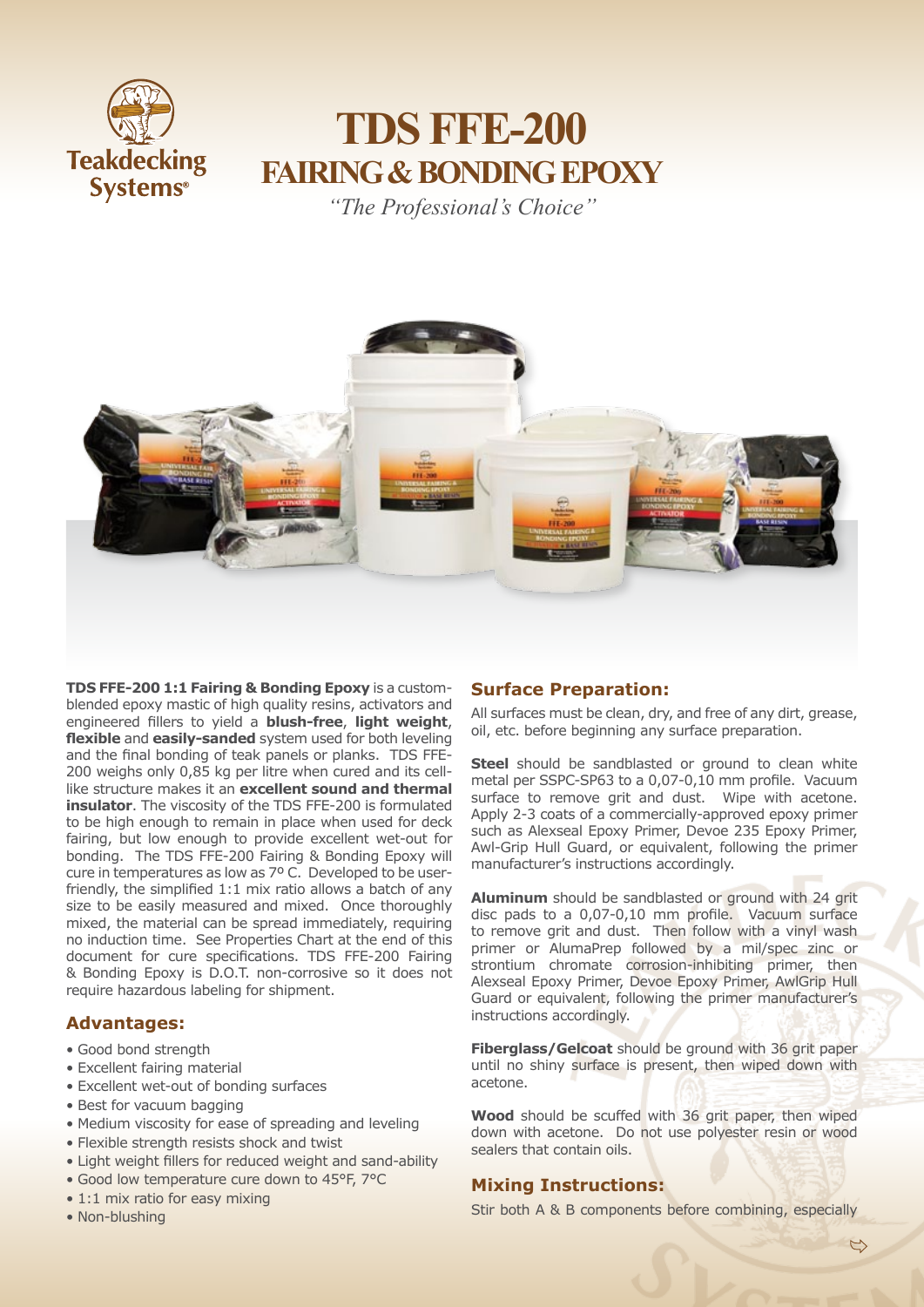# TDS FFE-200
## FAIRING & BONDING EPOXY

*"The Professional's Choice"*

**TDS FFE-200 1:1 Fairing & Bonding Epoxy** is a custom-blended epoxy mastic of high quality resins, activators and engineered fillers to yield a **blush-free**, **light weight**, **flexible** and **easily-sanded** system used for both leveling and the final bonding of teak panels or planks. TDS FFE-200 weighs only 0,85 kg per litre when cured and its cell-like structure makes it an **excellent sound and thermal insulator**. The viscosity of the TDS FFE-200 is formulated to be high enough to remain in place when used for deck fairing, but low enough to provide excellent wet-out for bonding. The TDS FFE-200 Fairing & Bonding Epoxy will cure in temperatures as low as 7º C. Developed to be user-friendly, the simplified 1:1 mix ratio allows a batch of any size to be easily measured and mixed. Once thoroughly mixed, the material can be spread immediately, requiring no induction time. See Properties Chart at the end of this document for cure specifications. TDS FFE-200 Fairing & Bonding Epoxy is D.O.T. non-corrosive so it does not require hazardous labeling for shipment.

### Advantages:

- Good bond strength
- Excellent fairing material
- Excellent wet-out of bonding surfaces
- Best for vacuum bagging
- Medium viscosity for ease of spreading and leveling
- Flexible strength resists shock and twist
- Light weight fillers for reduced weight and sand-ability
- Good low temperature cure down to 45°F, 7°C
- 1:1 mix ratio for easy mixing
- Non-blushing

### Surface Preparation:

All surfaces must be clean, dry, and free of any dirt, grease, oil, etc. before beginning any surface preparation.

**Steel** should be sandblasted or ground to clean white metal per SSPC-SP63 to a 0,07-0,10 mm profile. Vacuum surface to remove grit and dust. Wipe with acetone. Apply 2-3 coats of a commercially-approved epoxy primer such as Alexseal Epoxy Primer, Devoe 235 Epoxy Primer, Awl-Grip Hull Guard, or equivalent, following the primer manufacturer's instructions accordingly.

**Aluminum** should be sandblasted or ground with 24 grit disc pads to a 0,07-0,10 mm profile. Vacuum surface to remove grit and dust. Then follow with a vinyl wash primer or AlumaPrep followed by a mil/spec zinc or strontium chromate corrosion-inhibiting primer, then Alexseal Epoxy Primer, Devoe Epoxy Primer, AwlGrip Hull Guard or equivalent, following the primer manufacturer's instructions accordingly.

**Fiberglass/Gelcoat** should be ground with 36 grit paper until no shiny surface is present, then wiped down with acetone.

**Wood** should be scuffed with 36 grit paper, then wiped down with acetone. Do not use polyester resin or wood sealers that contain oils.

### Mixing Instructions:

Stir both A & B components before combining, especially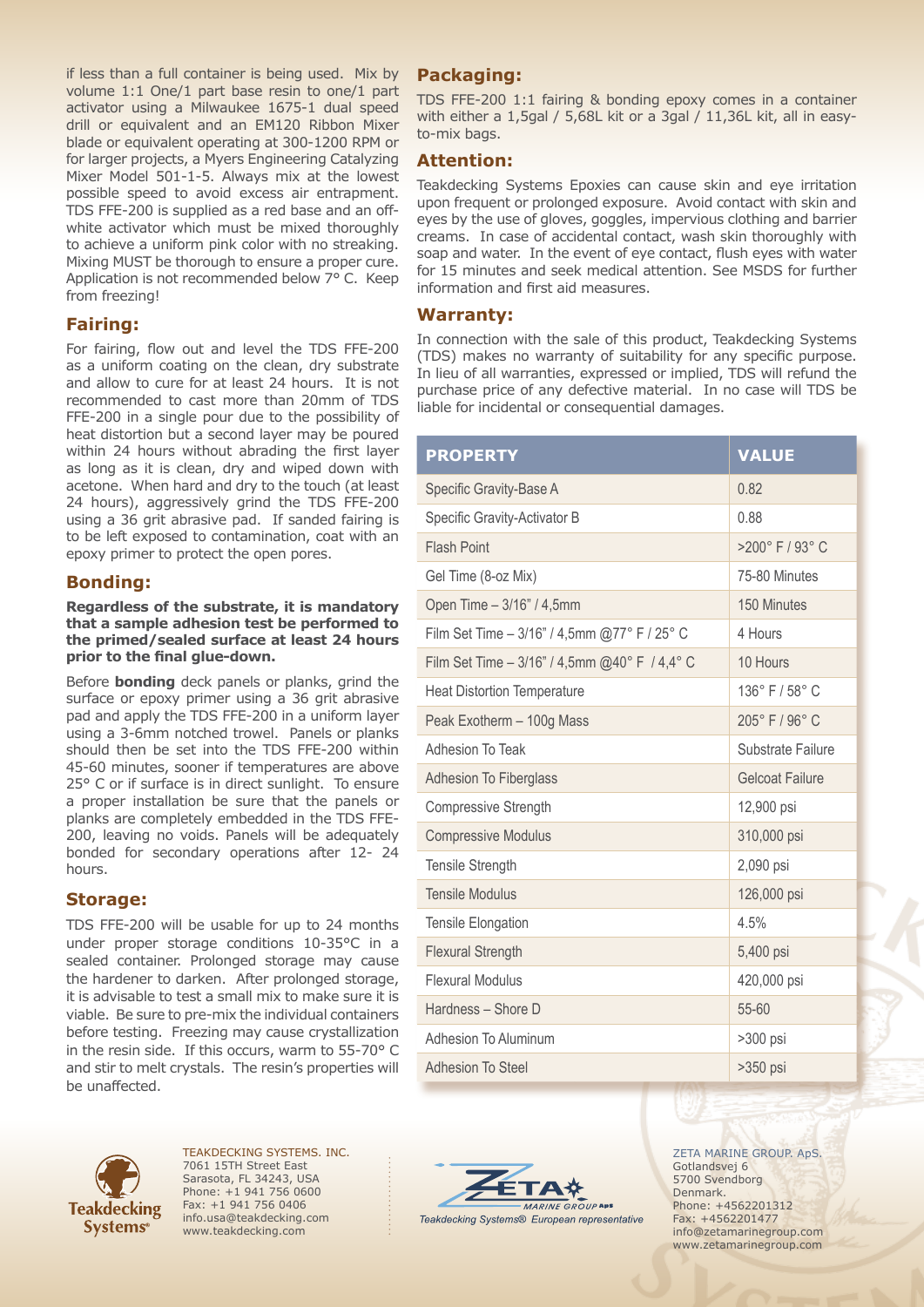if less than a full container is being used. Mix by volume 1:1 One/1 part base resin to one/1 part activator using a Milwaukee 1675-1 dual speed drill or equivalent and an EM120 Ribbon Mixer blade or equivalent operating at 300-1200 RPM or for larger projects, a Myers Engineering Catalyzing Mixer Model 501-1-5. Always mix at the lowest possible speed to avoid excess air entrapment. TDS FFE-200 is supplied as a red base and an off-white activator which must be mixed thoroughly to achieve a uniform pink color with no streaking. Mixing MUST be thorough to ensure a proper cure. Application is not recommended below 7° C. Keep from freezing!

## Fairing:

For fairing, flow out and level the TDS FFE-200 as a uniform coating on the clean, dry substrate and allow to cure for at least 24 hours. It is not recommended to cast more than 20mm of TDS FFE-200 in a single pour due to the possibility of heat distortion but a second layer may be poured within 24 hours without abrading the first layer as long as it is clean, dry and wiped down with acetone. When hard and dry to the touch (at least 24 hours), aggressively grind the TDS FFE-200 using a 36 grit abrasive pad. If sanded fairing is to be left exposed to contamination, coat with an epoxy primer to protect the open pores.

## Bonding:

**Regardless of the substrate, it is mandatory that a sample adhesion test be performed to the primed/sealed surface at least 24 hours prior to the final glue-down.**

Before **bonding** deck panels or planks, grind the surface or epoxy primer using a 36 grit abrasive pad and apply the TDS FFE-200 in a uniform layer using a 3-6mm notched trowel. Panels or planks should then be set into the TDS FFE-200 within 45-60 minutes, sooner if temperatures are above 25° C or if surface is in direct sunlight. To ensure a proper installation be sure that the panels or planks are completely embedded in the TDS FFE-200, leaving no voids. Panels will be adequately bonded for secondary operations after 12- 24 hours.

## Storage:

TDS FFE-200 will be usable for up to 24 months under proper storage conditions 10-35°C in a sealed container. Prolonged storage may cause the hardener to darken. After prolonged storage, it is advisable to test a small mix to make sure it is viable. Be sure to pre-mix the individual containers before testing. Freezing may cause crystallization in the resin side. If this occurs, warm to 55-70° C and stir to melt crystals. The resin's properties will be unaffected.

## Packaging:

TDS FFE-200 1:1 fairing & bonding epoxy comes in a container with either a 1,5gal / 5,68L kit or a 3gal / 11,36L kit, all in easy-to-mix bags.

## Attention:

Teakdecking Systems Epoxies can cause skin and eye irritation upon frequent or prolonged exposure. Avoid contact with skin and eyes by the use of gloves, goggles, impervious clothing and barrier creams. In case of accidental contact, wash skin thoroughly with soap and water. In the event of eye contact, flush eyes with water for 15 minutes and seek medical attention. See MSDS for further information and first aid measures.

## Warranty:

In connection with the sale of this product, Teakdecking Systems (TDS) makes no warranty of suitability for any specific purpose. In lieu of all warranties, expressed or implied, TDS will refund the purchase price of any defective material. In no case will TDS be liable for incidental or consequential damages.

| PROPERTY | VALUE |
|---|---|
| Specific Gravity-Base A | 0.82 |
| Specific Gravity-Activator B | 0.88 |
| Flash Point | >200° F / 93° C |
| Gel Time (8-oz Mix) | 75-80 Minutes |
| Open Time – 3/16" / 4,5mm | 150 Minutes |
| Film Set Time – 3/16" / 4,5mm @77° F / 25° C | 4 Hours |
| Film Set Time – 3/16" / 4,5mm @40° F / 4,4° C | 10 Hours |
| Heat Distortion Temperature | 136° F / 58° C |
| Peak Exotherm – 100g Mass | 205° F / 96° C |
| Adhesion To Teak | Substrate Failure |
| Adhesion To Fiberglass | Gelcoat Failure |
| Compressive Strength | 12,900 psi |
| Compressive Modulus | 310,000 psi |
| Tensile Strength | 2,090 psi |
| Tensile Modulus | 126,000 psi |
| Tensile Elongation | 4.5% |
| Flexural Strength | 5,400 psi |
| Flexural Modulus | 420,000 psi |
| Hardness – Shore D | 55-60 |
| Adhesion To Aluminum | >300 psi |
| Adhesion To Steel | >350 psi |

Teakdecking Systems®

TEAKDECKING SYSTEMS. INC.
7061 15TH Street East
Sarasota, FL 34243, USA
Phone: +1 941 756 0600
Fax: +1 941 756 0406
info.usa@teakdecking.com
www.teakdecking.com

ZETA MARINE GROUP ApS
Teakdecking Systems® European representative

ZETA MARINE GROUP. ApS.
Gotlandsvej 6
5700 Svendborg
Denmark.
Phone: +4562201312
Fax: +4562201477
info@zetamarinegroup.com
www.zetamarinegroup.com